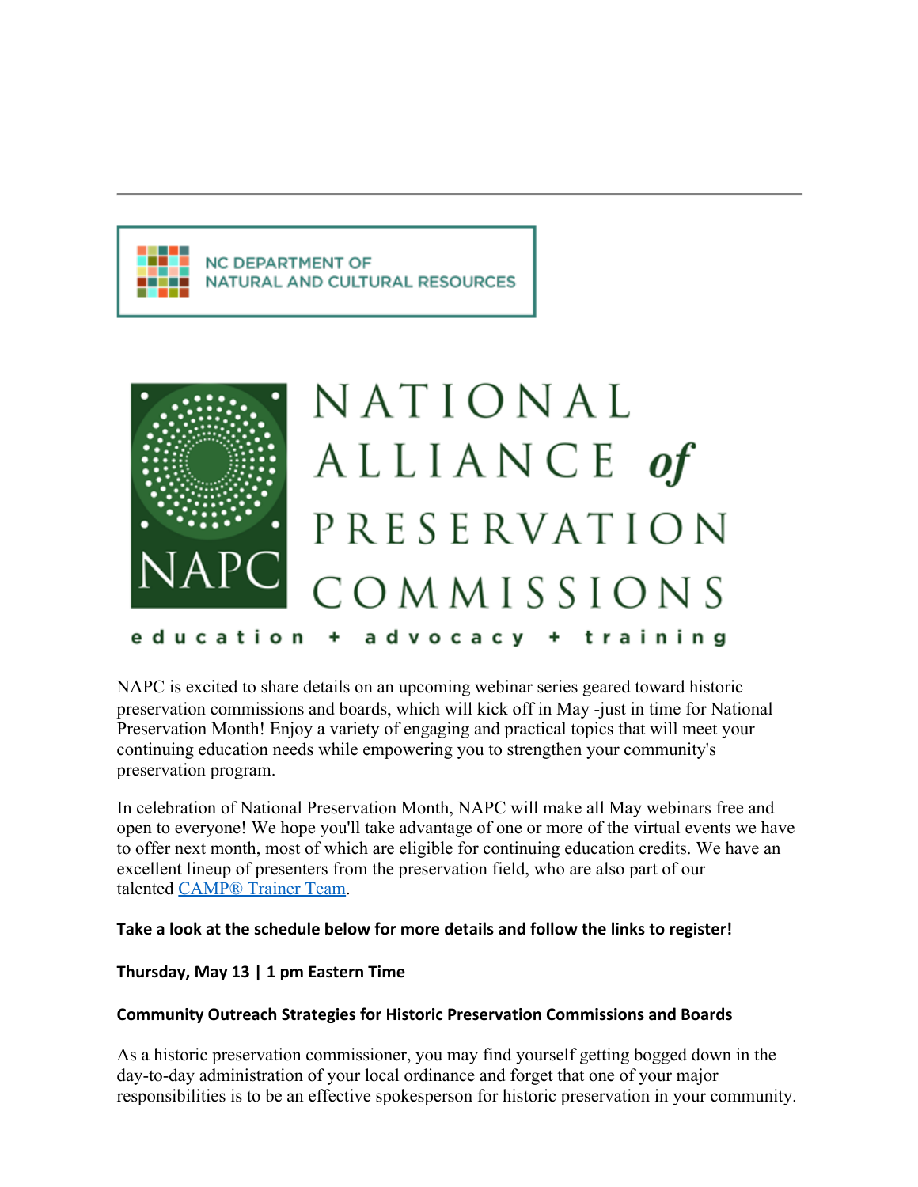NC DEPARTMENT OF NATURAL AND CULTURAL RESOURCES

NATIONAL ALLIANCE of PRESERVATION COMMISSIONS

NAPC

education + advocacy + training

NAPC is excited to share details on an upcoming webinar series geared toward historic preservation commissions and boards, which will kick off in May -just in time for National Preservation Month! Enjoy a variety of engaging and practical topics that will meet your continuing education needs while empowering you to strengthen your community's preservation program.

In celebration of National Preservation Month, NAPC will make all May webinars free and open to everyone! We hope you'll take advantage of one or more of the virtual events we have to offer next month, most of which are eligible for continuing education credits. We have an excellent lineup of presenters from the preservation field, who are also part of our talented CAMP® Trainer Team.

**Take a look at the schedule below for more details and follow the links to register!**

**Thursday, May 13 | 1 pm Eastern Time**

**Community Outreach Strategies for Historic Preservation Commissions and Boards**

As a historic preservation commissioner, you may find yourself getting bogged down in the day-to-day administration of your local ordinance and forget that one of your major responsibilities is to be an effective spokesperson for historic preservation in your community.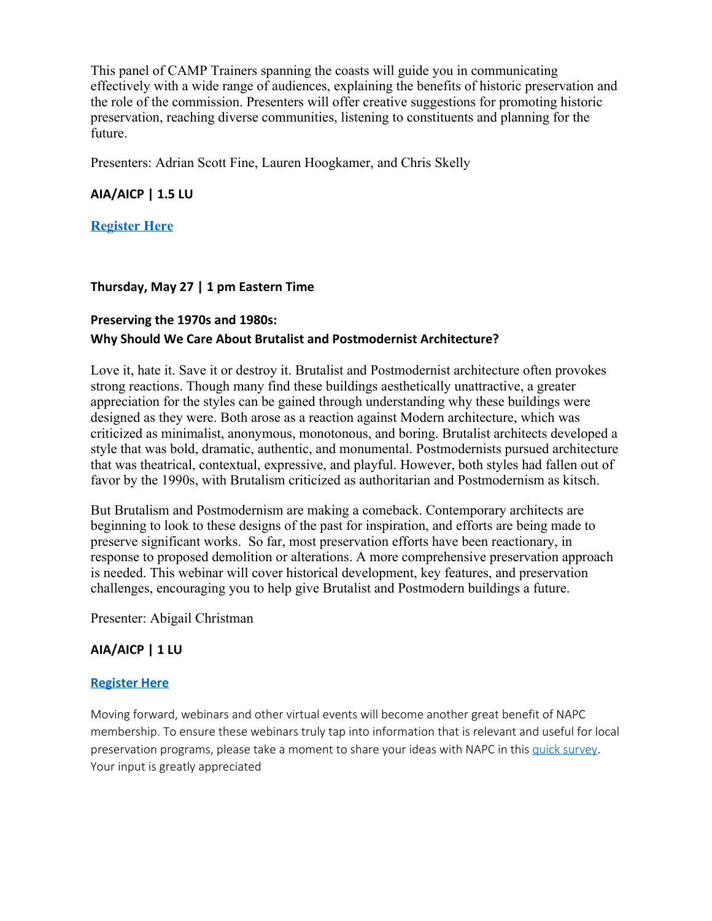This panel of CAMP Trainers spanning the coasts will guide you in communicating effectively with a wide range of audiences, explaining the benefits of historic preservation and the role of the commission. Presenters will offer creative suggestions for promoting historic preservation, reaching diverse communities, listening to constituents and planning for the future.

Presenters: Adrian Scott Fine, Lauren Hoogkamer, and Chris Skelly

**AIA/AICP | 1.5 LU**

**[Register Here]**

**Thursday, May 27 | 1 pm Eastern Time**

**Preserving the 1970s and 1980s:**
**Why Should We Care About Brutalist and Postmodernist Architecture?**

Love it, hate it. Save it or destroy it. Brutalist and Postmodernist architecture often provokes strong reactions. Though many find these buildings aesthetically unattractive, a greater appreciation for the styles can be gained through understanding why these buildings were designed as they were. Both arose as a reaction against Modern architecture, which was criticized as minimalist, anonymous, monotonous, and boring. Brutalist architects developed a style that was bold, dramatic, authentic, and monumental. Postmodernists pursued architecture that was theatrical, contextual, expressive, and playful. However, both styles had fallen out of favor by the 1990s, with Brutalism criticized as authoritarian and Postmodernism as kitsch.

But Brutalism and Postmodernism are making a comeback. Contemporary architects are beginning to look to these designs of the past for inspiration, and efforts are being made to preserve significant works. So far, most preservation efforts have been reactionary, in response to proposed demolition or alterations. A more comprehensive preservation approach is needed. This webinar will cover historical development, key features, and preservation challenges, encouraging you to help give Brutalist and Postmodern buildings a future.

Presenter: Abigail Christman

**AIA/AICP | 1 LU**

**[Register Here]**

Moving forward, webinars and other virtual events will become another great benefit of NAPC membership. To ensure these webinars truly tap into information that is relevant and useful for local preservation programs, please take a moment to share your ideas with NAPC in this [quick survey]. Your input is greatly appreciated